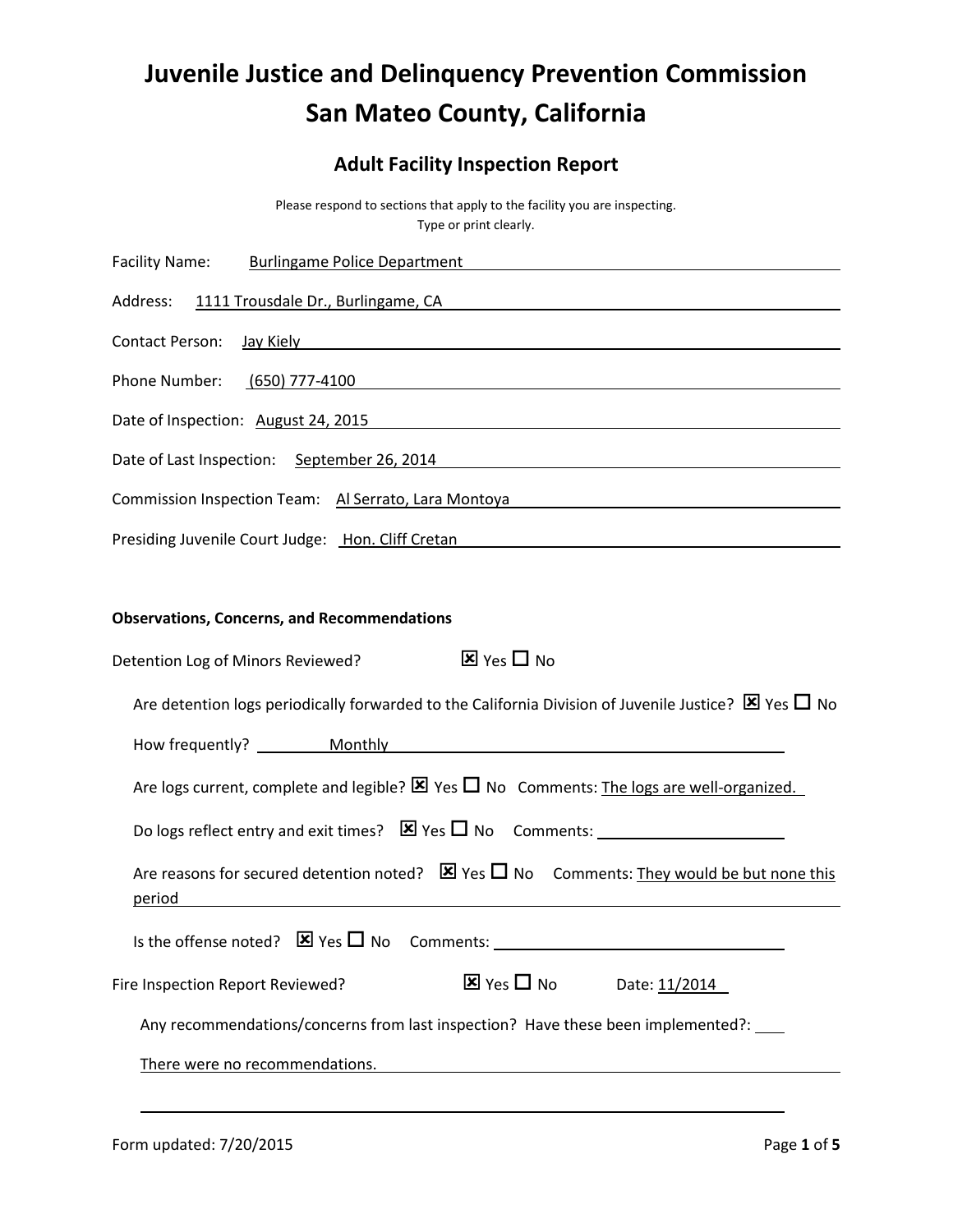# Juvenile Justice and Delinquency Prevention Commission
# San Mateo County, California

## Adult Facility Inspection Report

Please respond to sections that apply to the facility you are inspecting.
Type or print clearly.

Facility Name: Burlingame Police Department

Address: 1111 Trousdale Dr., Burlingame, CA

Contact Person: Jay Kiely

Phone Number: (650) 777-4100

Date of Inspection: August 24, 2015

Date of Last Inspection: September 26, 2014

Commission Inspection Team: Al Serrato, Lara Montoya

Presiding Juvenile Court Judge: Hon. Cliff Cretan

**Observations, Concerns, and Recommendations**

Detention Log of Minors Reviewed? ☒ Yes ☐ No

Are detention logs periodically forwarded to the California Division of Juvenile Justice? ☒ Yes ☐ No

How frequently? Monthly

Are logs current, complete and legible? ☒ Yes ☐ No Comments: The logs are well-organized.

Do logs reflect entry and exit times? ☒ Yes ☐ No Comments:

Are reasons for secured detention noted? ☒ Yes ☐ No Comments: They would be but none this period

Is the offense noted? ☒ Yes ☐ No Comments:

Fire Inspection Report Reviewed? ☒ Yes ☐ No Date: 11/2014

Any recommendations/concerns from last inspection? Have these been implemented?:

There were no recommendations.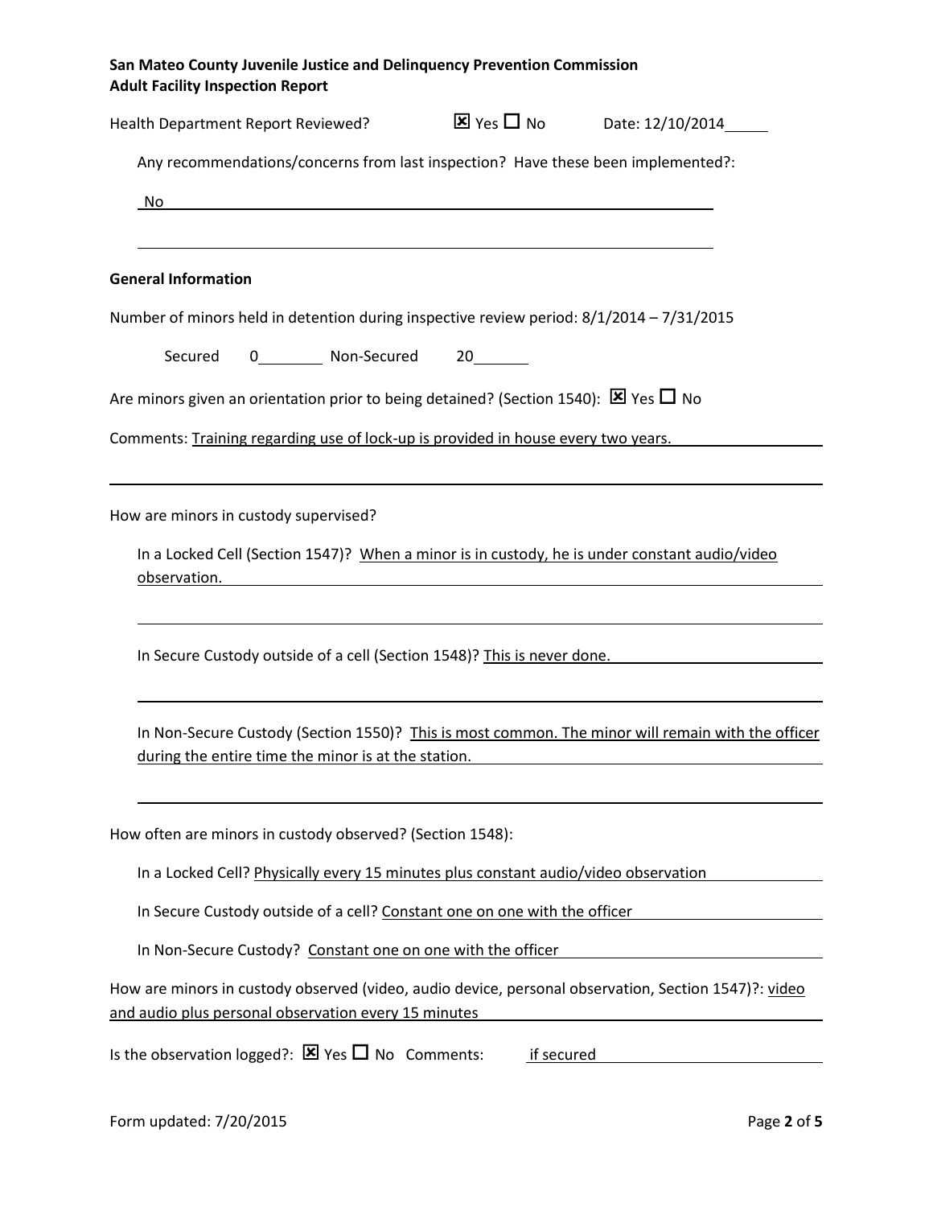**San Mateo County Juvenile Justice and Delinquency Prevention Commission**
**Adult Facility Inspection Report**

Health Department Report Reviewed? ☒ Yes ☐ No Date: 12/10/2014

Any recommendations/concerns from last inspection? Have these been implemented?:

No

## General Information

Number of minors held in detention during inspective review period: 8/1/2014 – 7/31/2015

Secured 0 Non-Secured 20

Are minors given an orientation prior to being detained? (Section 1540): ☒ Yes ☐ No

Comments: Training regarding use of lock-up is provided in house every two years.

How are minors in custody supervised?

In a Locked Cell (Section 1547)? When a minor is in custody, he is under constant audio/video observation.

In Secure Custody outside of a cell (Section 1548)? This is never done.

In Non-Secure Custody (Section 1550)? This is most common. The minor will remain with the officer during the entire time the minor is at the station.

How often are minors in custody observed? (Section 1548):

In a Locked Cell? Physically every 15 minutes plus constant audio/video observation

In Secure Custody outside of a cell? Constant one on one with the officer

In Non-Secure Custody? Constant one on one with the officer

How are minors in custody observed (video, audio device, personal observation, Section 1547)?: video and audio plus personal observation every 15 minutes

Is the observation logged?: ☒ Yes ☐ No Comments: if secured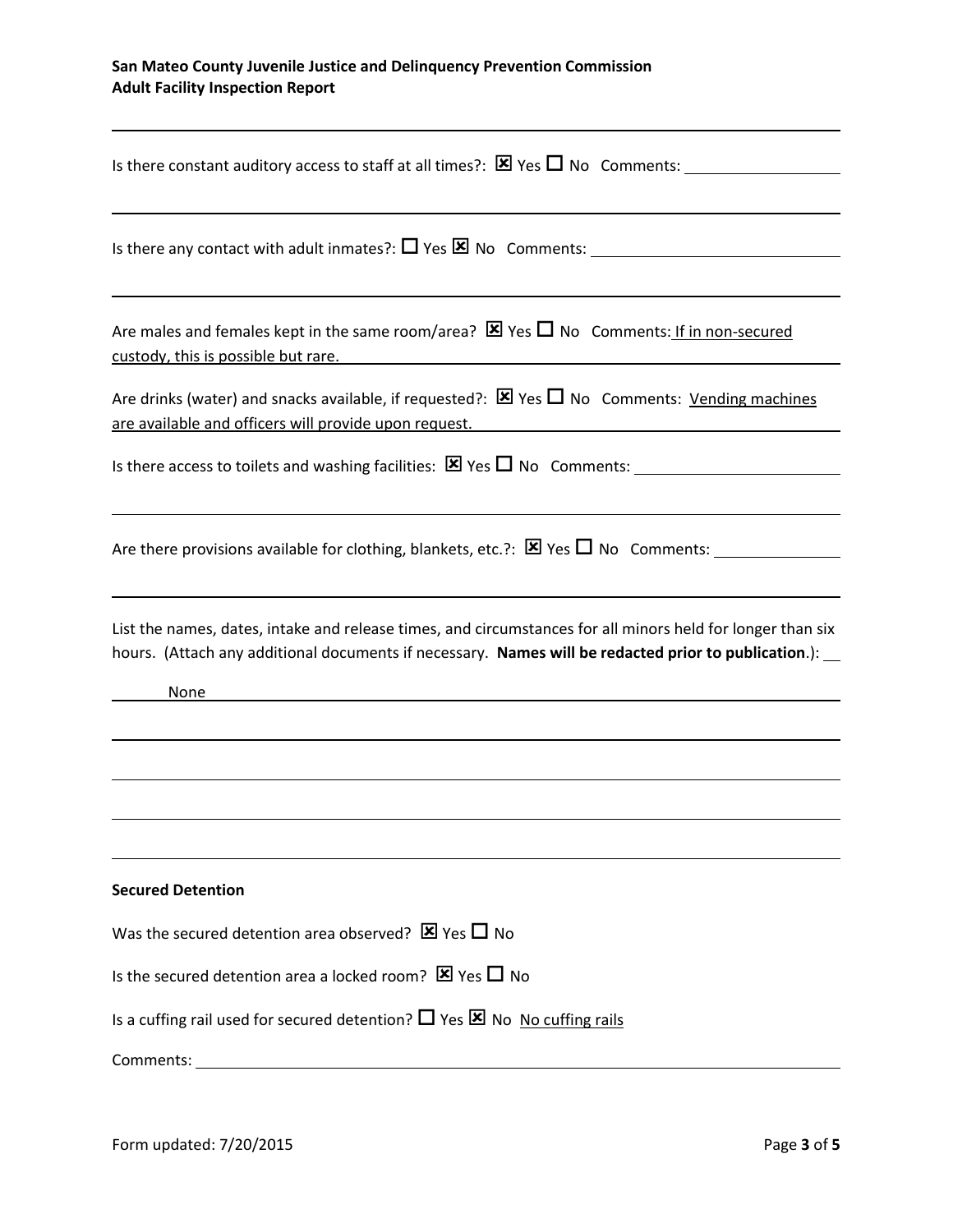**San Mateo County Juvenile Justice and Delinquency Prevention Commission**
**Adult Facility Inspection Report**

---

Is there constant auditory access to staff at all times?: ☒ Yes ☐ No Comments:

---

Is there any contact with adult inmates?: ☐ Yes ☒ No Comments:

---

Are males and females kept in the same room/area? ☒ Yes ☐ No Comments: If in non-secured custody, this is possible but rare.

Are drinks (water) and snacks available, if requested?: ☒ Yes ☐ No Comments: Vending machines are available and officers will provide upon request.

Is there access to toilets and washing facilities: ☒ Yes ☐ No Comments:

Are there provisions available for clothing, blankets, etc.?: ☒ Yes ☐ No Comments:

---

List the names, dates, intake and release times, and circumstances for all minors held for longer than six hours. (Attach any additional documents if necessary. **Names will be redacted prior to publication**.):

None

**Secured Detention**

Was the secured detention area observed? ☒ Yes ☐ No

Is the secured detention area a locked room? ☒ Yes ☐ No

Is a cuffing rail used for secured detention? ☐ Yes ☒ No No cuffing rails

Comments:

Form updated: 7/20/2015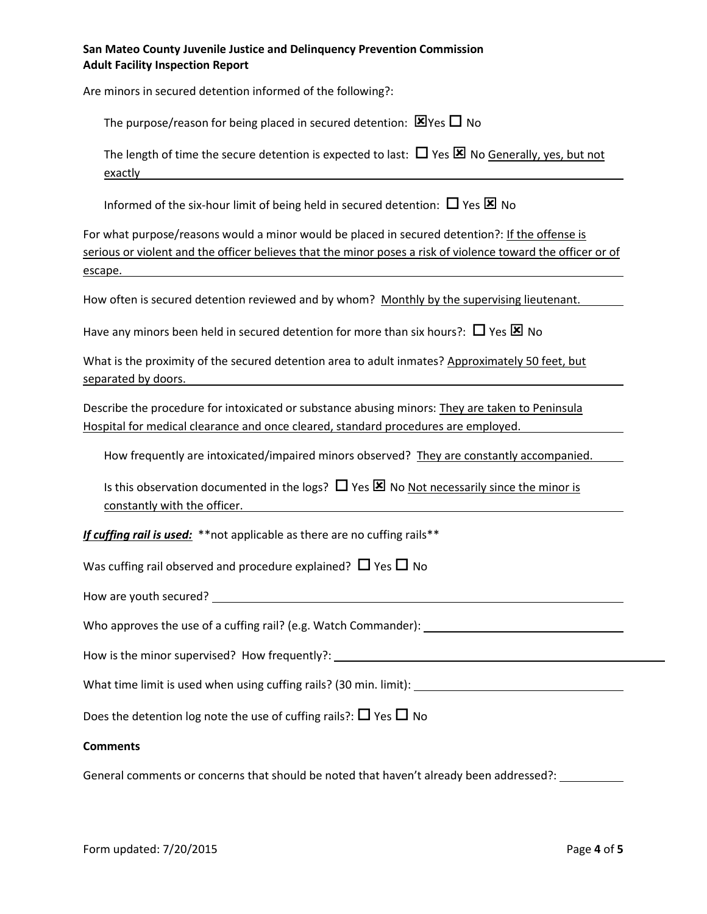**San Mateo County Juvenile Justice and Delinquency Prevention Commission**
**Adult Facility Inspection Report**

Are minors in secured detention informed of the following?:

The purpose/reason for being placed in secured detention: ☒ Yes ☐ No

The length of time the secure detention is expected to last: ☐ Yes ☒ No Generally, yes, but not exactly

Informed of the six-hour limit of being held in secured detention: ☐ Yes ☒ No

For what purpose/reasons would a minor would be placed in secured detention?: If the offense is serious or violent and the officer believes that the minor poses a risk of violence toward the officer or of escape.

How often is secured detention reviewed and by whom? Monthly by the supervising lieutenant.

Have any minors been held in secured detention for more than six hours?: ☐ Yes ☒ No

What is the proximity of the secured detention area to adult inmates? Approximately 50 feet, but separated by doors.

Describe the procedure for intoxicated or substance abusing minors: They are taken to Peninsula Hospital for medical clearance and once cleared, standard procedures are employed.

How frequently are intoxicated/impaired minors observed? They are constantly accompanied.

Is this observation documented in the logs? ☐ Yes ☒ No Not necessarily since the minor is constantly with the officer.

***If cuffing rail is used:*** **not applicable as there are no cuffing rails**

Was cuffing rail observed and procedure explained? ☐ Yes ☐ No

How are youth secured?

Who approves the use of a cuffing rail? (e.g. Watch Commander):

How is the minor supervised? How frequently?:

What time limit is used when using cuffing rails? (30 min. limit):

Does the detention log note the use of cuffing rails?: ☐ Yes ☐ No

**Comments**

General comments or concerns that should be noted that haven't already been addressed?:

Form updated: 7/20/2015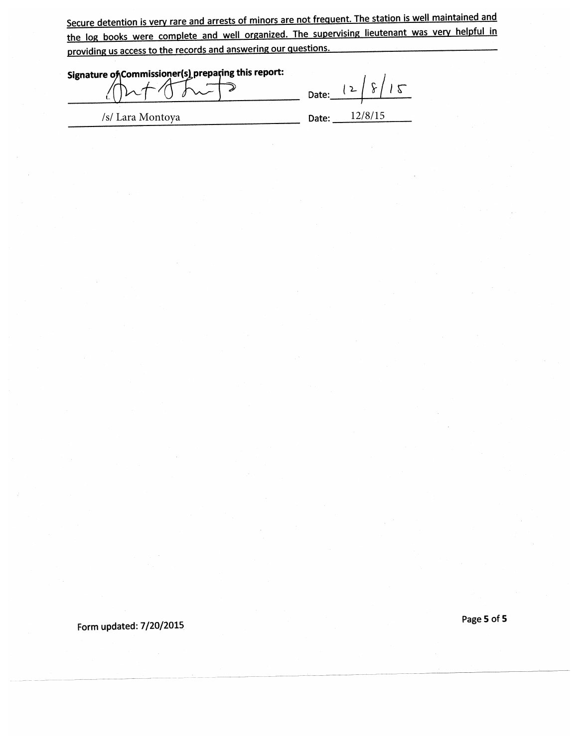Secure detention is very rare and arrests of minors are not frequent. The station is well maintained and the log books were complete and well organized. The supervising lieutenant was very helpful in providing us access to the records and answering our questions.

**Signature of Commissioner(s) preparing this report:**

[signature] Date: 12/8/15

/s/ Lara Montoya Date: 12/8/15

Form updated: 7/20/2015